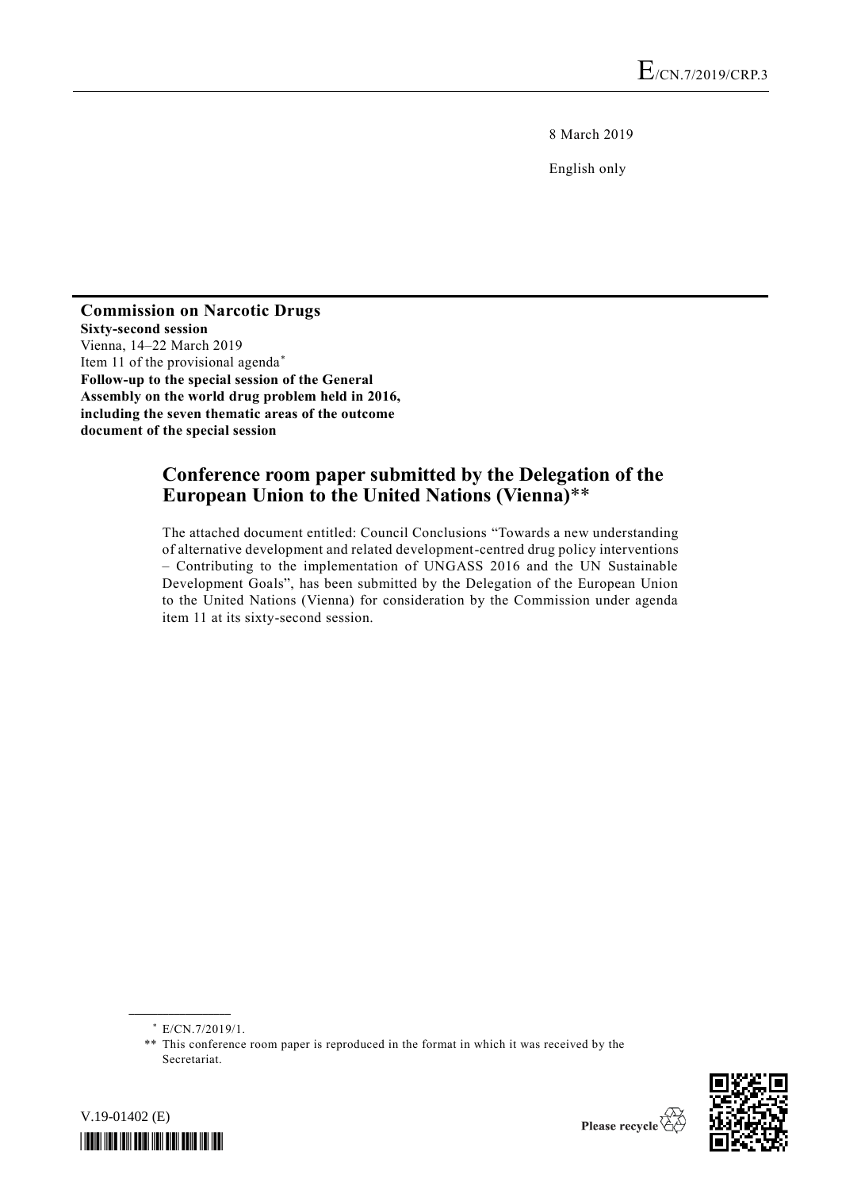E/CN.7/2019/CRP.3

8 March 2019

English only

**Commission on Narcotic Drugs**
**Sixty-second session**
Vienna, 14–22 March 2019
Item 11 of the provisional agenda*
**Follow-up to the special session of the General Assembly on the world drug problem held in 2016, including the seven thematic areas of the outcome document of the special session**

# Conference room paper submitted by the Delegation of the European Union to the United Nations (Vienna)**

The attached document entitled: Council Conclusions "Towards a new understanding of alternative development and related development-centred drug policy interventions – Contributing to the implementation of UNGASS 2016 and the UN Sustainable Development Goals", has been submitted by the Delegation of the European Union to the United Nations (Vienna) for consideration by the Commission under agenda item 11 at its sixty-second session.

---

\* E/CN.7/2019/1.

** This conference room paper is reproduced in the format in which it was received by the Secretariat.

V.19-01402 (E)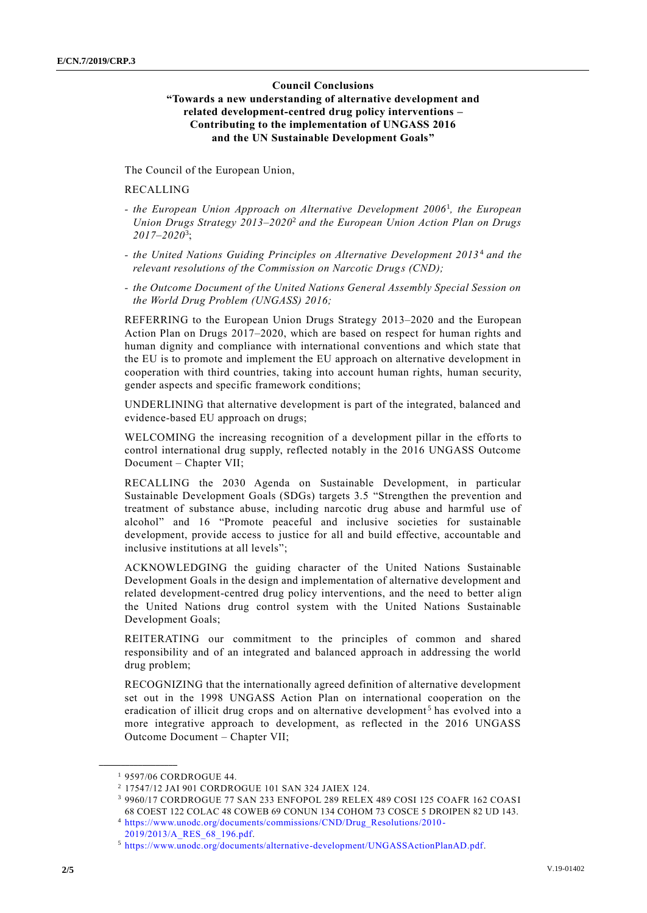**Council Conclusions**
**"Towards a new understanding of alternative development and related development-centred drug policy interventions – Contributing to the implementation of UNGASS 2016 and the UN Sustainable Development Goals"**

The Council of the European Union,

RECALLING

- *the European Union Approach on Alternative Development 2006*[1]*, the European Union Drugs Strategy 2013–2020*[2] *and the European Union Action Plan on Drugs 2017–2020*[3];
- *the United Nations Guiding Principles on Alternative Development 2013*[4] *and the relevant resolutions of the Commission on Narcotic Drugs (CND);*
- *the Outcome Document of the United Nations General Assembly Special Session on the World Drug Problem (UNGASS) 2016;*

REFERRING to the European Union Drugs Strategy 2013–2020 and the European Action Plan on Drugs 2017–2020, which are based on respect for human rights and human dignity and compliance with international conventions and which state that the EU is to promote and implement the EU approach on alternative development in cooperation with third countries, taking into account human rights, human security, gender aspects and specific framework conditions;

UNDERLINING that alternative development is part of the integrated, balanced and evidence-based EU approach on drugs;

WELCOMING the increasing recognition of a development pillar in the efforts to control international drug supply, reflected notably in the 2016 UNGASS Outcome Document – Chapter VII;

RECALLING the 2030 Agenda on Sustainable Development, in particular Sustainable Development Goals (SDGs) targets 3.5 "Strengthen the prevention and treatment of substance abuse, including narcotic drug abuse and harmful use of alcohol" and 16 "Promote peaceful and inclusive societies for sustainable development, provide access to justice for all and build effective, accountable and inclusive institutions at all levels";

ACKNOWLEDGING the guiding character of the United Nations Sustainable Development Goals in the design and implementation of alternative development and related development-centred drug policy interventions, and the need to better align the United Nations drug control system with the United Nations Sustainable Development Goals;

REITERATING our commitment to the principles of common and shared responsibility and of an integrated and balanced approach in addressing the world drug problem;

RECOGNIZING that the internationally agreed definition of alternative development set out in the 1998 UNGASS Action Plan on international cooperation on the eradication of illicit drug crops and on alternative development[5] has evolved into a more integrative approach to development, as reflected in the 2016 UNGASS Outcome Document – Chapter VII;

---

[1] 9597/06 CORDROGUE 44.
[2] 17547/12 JAI 901 CORDROGUE 101 SAN 324 JAIEX 124.
[3] 9960/17 CORDROGUE 77 SAN 233 ENFOPOL 289 RELEX 489 COSI 125 COAFR 162 COASI 68 COEST 122 COLAC 48 COWEB 69 CONUN 134 COHOM 73 COSCE 5 DROIPEN 82 UD 143.
[4] https://www.unodc.org/documents/commissions/CND/Drug_Resolutions/2010-2019/2013/A_RES_68_196.pdf.
[5] https://www.unodc.org/documents/alternative-development/UNGASSActionPlanAD.pdf.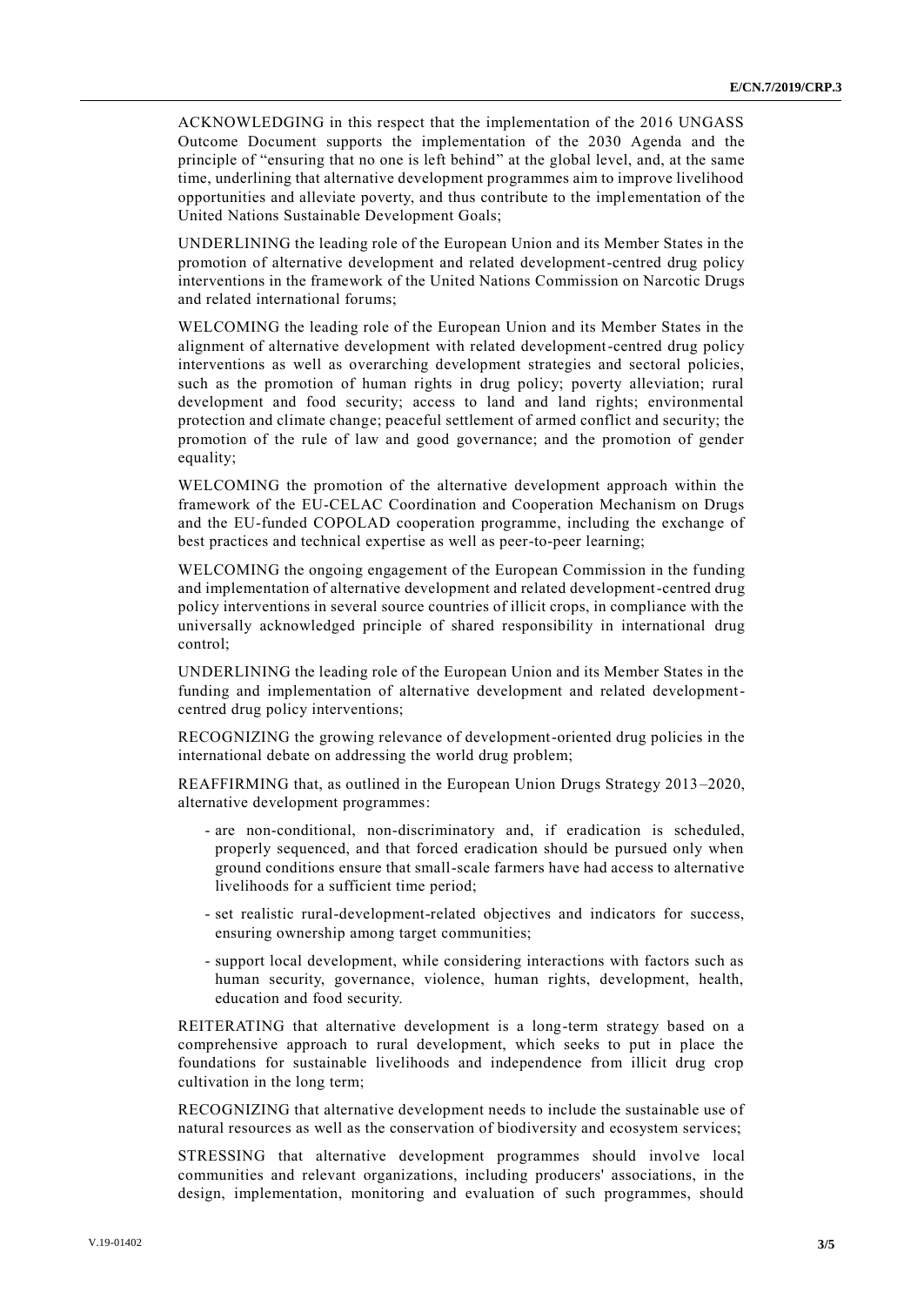ACKNOWLEDGING in this respect that the implementation of the 2016 UNGASS Outcome Document supports the implementation of the 2030 Agenda and the principle of "ensuring that no one is left behind" at the global level, and, at the same time, underlining that alternative development programmes aim to improve livelihood opportunities and alleviate poverty, and thus contribute to the implementation of the United Nations Sustainable Development Goals;

UNDERLINING the leading role of the European Union and its Member States in the promotion of alternative development and related development-centred drug policy interventions in the framework of the United Nations Commission on Narcotic Drugs and related international forums;

WELCOMING the leading role of the European Union and its Member States in the alignment of alternative development with related development-centred drug policy interventions as well as overarching development strategies and sectoral policies, such as the promotion of human rights in drug policy; poverty alleviation; rural development and food security; access to land and land rights; environmental protection and climate change; peaceful settlement of armed conflict and security; the promotion of the rule of law and good governance; and the promotion of gender equality;

WELCOMING the promotion of the alternative development approach within the framework of the EU-CELAC Coordination and Cooperation Mechanism on Drugs and the EU-funded COPOLAD cooperation programme, including the exchange of best practices and technical expertise as well as peer-to-peer learning;

WELCOMING the ongoing engagement of the European Commission in the funding and implementation of alternative development and related development-centred drug policy interventions in several source countries of illicit crops, in compliance with the universally acknowledged principle of shared responsibility in international drug control;

UNDERLINING the leading role of the European Union and its Member States in the funding and implementation of alternative development and related development-centred drug policy interventions;

RECOGNIZING the growing relevance of development-oriented drug policies in the international debate on addressing the world drug problem;

REAFFIRMING that, as outlined in the European Union Drugs Strategy 2013–2020, alternative development programmes:

- are non-conditional, non-discriminatory and, if eradication is scheduled, properly sequenced, and that forced eradication should be pursued only when ground conditions ensure that small-scale farmers have had access to alternative livelihoods for a sufficient time period;
- set realistic rural-development-related objectives and indicators for success, ensuring ownership among target communities;
- support local development, while considering interactions with factors such as human security, governance, violence, human rights, development, health, education and food security.

REITERATING that alternative development is a long-term strategy based on a comprehensive approach to rural development, which seeks to put in place the foundations for sustainable livelihoods and independence from illicit drug crop cultivation in the long term;

RECOGNIZING that alternative development needs to include the sustainable use of natural resources as well as the conservation of biodiversity and ecosystem services;

STRESSING that alternative development programmes should involve local communities and relevant organizations, including producers' associations, in the design, implementation, monitoring and evaluation of such programmes, should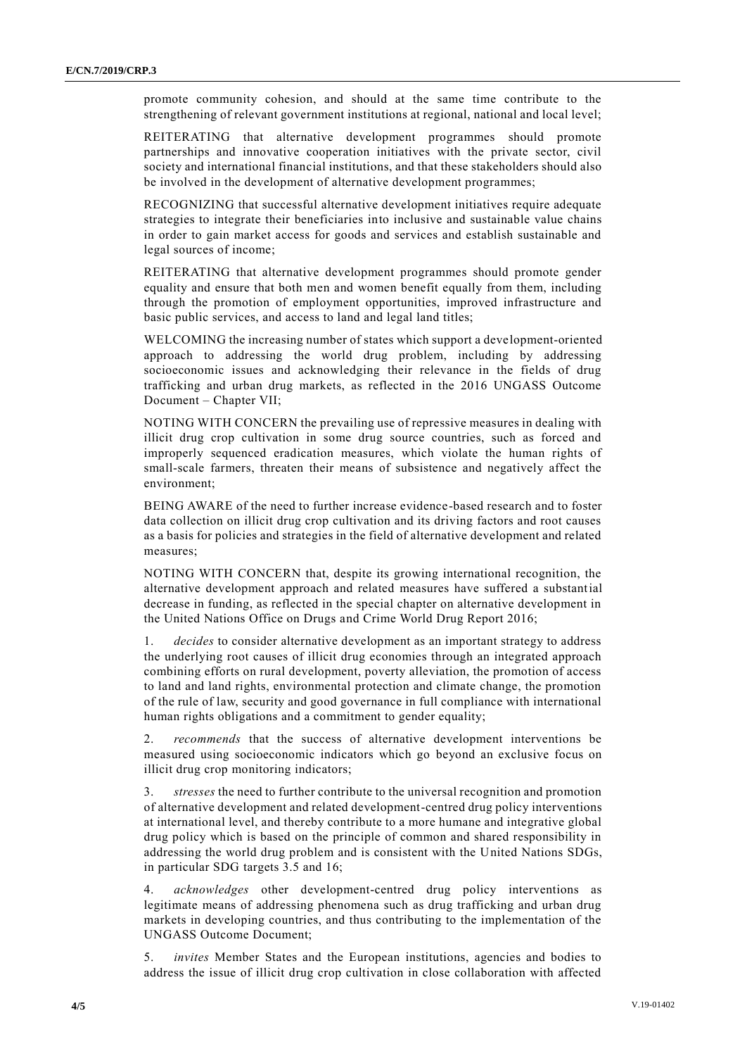promote community cohesion, and should at the same time contribute to the strengthening of relevant government institutions at regional, national and local level;

REITERATING that alternative development programmes should promote partnerships and innovative cooperation initiatives with the private sector, civil society and international financial institutions, and that these stakeholders should also be involved in the development of alternative development programmes;

RECOGNIZING that successful alternative development initiatives require adequate strategies to integrate their beneficiaries into inclusive and sustainable value chains in order to gain market access for goods and services and establish sustainable and legal sources of income;

REITERATING that alternative development programmes should promote gender equality and ensure that both men and women benefit equally from them, including through the promotion of employment opportunities, improved infrastructure and basic public services, and access to land and legal land titles;

WELCOMING the increasing number of states which support a development-oriented approach to addressing the world drug problem, including by addressing socioeconomic issues and acknowledging their relevance in the fields of drug trafficking and urban drug markets, as reflected in the 2016 UNGASS Outcome Document – Chapter VII;

NOTING WITH CONCERN the prevailing use of repressive measures in dealing with illicit drug crop cultivation in some drug source countries, such as forced and improperly sequenced eradication measures, which violate the human rights of small-scale farmers, threaten their means of subsistence and negatively affect the environment;

BEING AWARE of the need to further increase evidence-based research and to foster data collection on illicit drug crop cultivation and its driving factors and root causes as a basis for policies and strategies in the field of alternative development and related measures;

NOTING WITH CONCERN that, despite its growing international recognition, the alternative development approach and related measures have suffered a substantial decrease in funding, as reflected in the special chapter on alternative development in the United Nations Office on Drugs and Crime World Drug Report 2016;

1. *decides* to consider alternative development as an important strategy to address the underlying root causes of illicit drug economies through an integrated approach combining efforts on rural development, poverty alleviation, the promotion of access to land and land rights, environmental protection and climate change, the promotion of the rule of law, security and good governance in full compliance with international human rights obligations and a commitment to gender equality;

2. *recommends* that the success of alternative development interventions be measured using socioeconomic indicators which go beyond an exclusive focus on illicit drug crop monitoring indicators;

3. *stresses* the need to further contribute to the universal recognition and promotion of alternative development and related development-centred drug policy interventions at international level, and thereby contribute to a more humane and integrative global drug policy which is based on the principle of common and shared responsibility in addressing the world drug problem and is consistent with the United Nations SDGs, in particular SDG targets 3.5 and 16;

4. *acknowledges* other development-centred drug policy interventions as legitimate means of addressing phenomena such as drug trafficking and urban drug markets in developing countries, and thus contributing to the implementation of the UNGASS Outcome Document;

5. *invites* Member States and the European institutions, agencies and bodies to address the issue of illicit drug crop cultivation in close collaboration with affected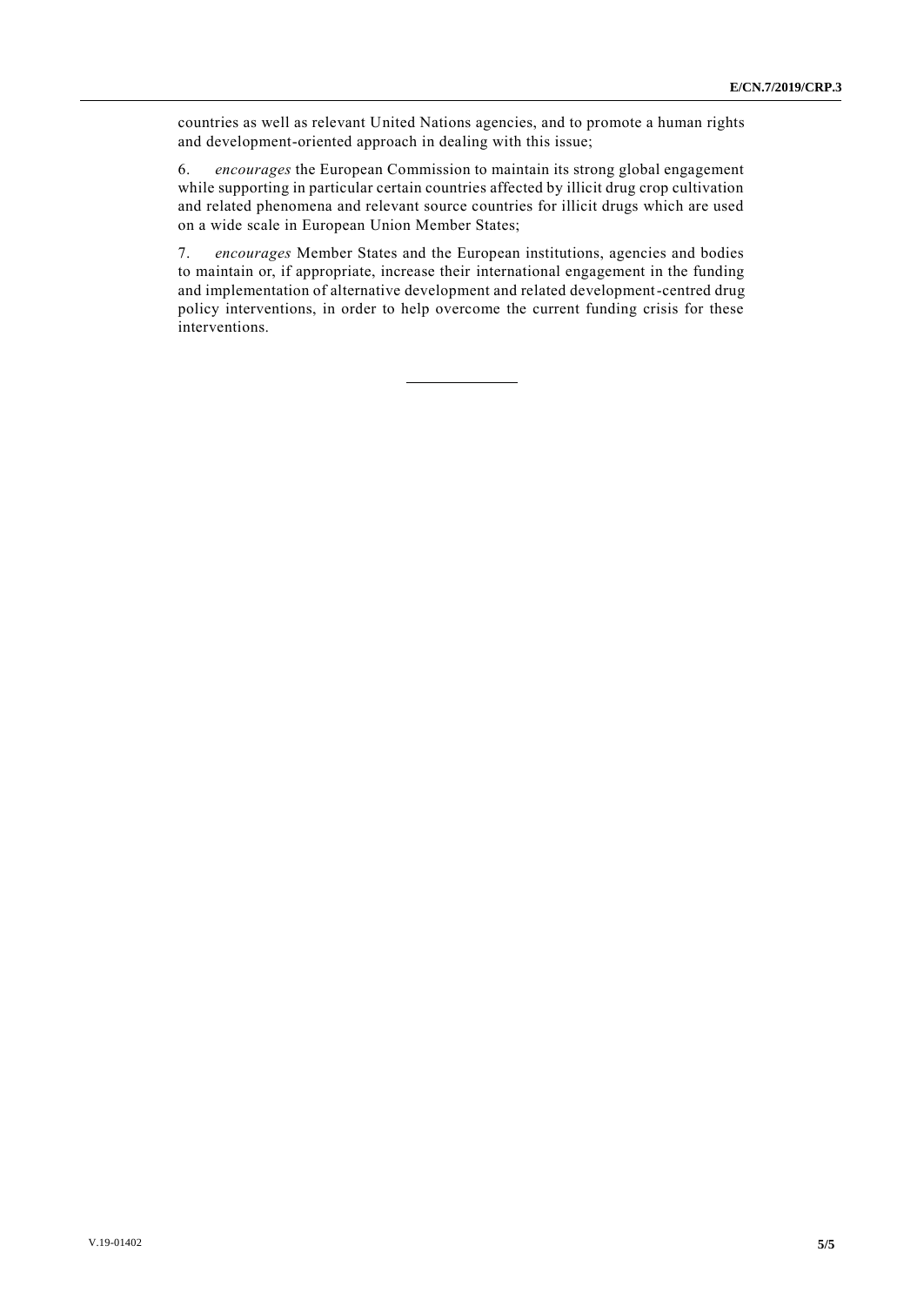countries as well as relevant United Nations agencies, and to promote a human rights and development-oriented approach in dealing with this issue;

6. *encourages* the European Commission to maintain its strong global engagement while supporting in particular certain countries affected by illicit drug crop cultivation and related phenomena and relevant source countries for illicit drugs which are used on a wide scale in European Union Member States;

7. *encourages* Member States and the European institutions, agencies and bodies to maintain or, if appropriate, increase their international engagement in the funding and implementation of alternative development and related development-centred drug policy interventions, in order to help overcome the current funding crisis for these interventions.